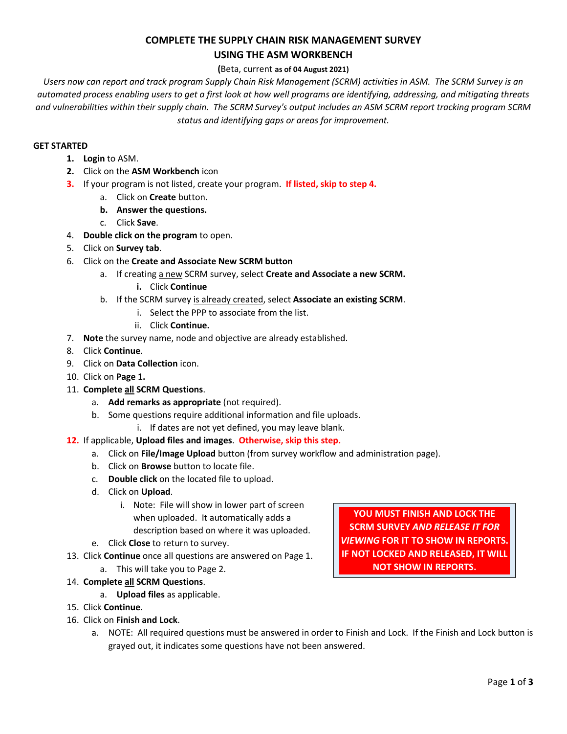# COMPLETE THE SUPPLY CHAIN RISK MANAGEMENT SURVEY
# USING THE ASM WORKBENCH

**(**Beta, current **as of 04 August 2021)**

*Users now can report and track program Supply Chain Risk Management (SCRM) activities in ASM. The SCRM Survey is an automated process enabling users to get a first look at how well programs are identifying, addressing, and mitigating threats and vulnerabilities within their supply chain. The SCRM Survey's output includes an ASM SCRM report tracking program SCRM status and identifying gaps or areas for improvement.*

**GET STARTED**

1. **Login** to ASM.
2. Click on the **ASM Workbench** icon
3. If your program is not listed, create your program. **If listed, skip to step 4.**
   a. Click on **Create** button.
   b. **Answer the questions.**
   c. Click **Save**.
4. **Double click on the program** to open.
5. Click on **Survey tab**.
6. Click on the **Create and Associate New SCRM button**
   a. If creating a new SCRM survey, select **Create and Associate a new SCRM.**
      i. Click **Continue**
   b. If the SCRM survey is already created, select **Associate an existing SCRM**.
      i. Select the PPP to associate from the list.
      ii. Click **Continue.**
7. **Note** the survey name, node and objective are already established.
8. Click **Continue**.
9. Click on **Data Collection** icon.
10. Click on **Page 1.**
11. **Complete all SCRM Questions**.
    a. **Add remarks as appropriate** (not required).
    b. Some questions require additional information and file uploads.
       i. If dates are not yet defined, you may leave blank.
12. If applicable, **Upload files and images**. **Otherwise, skip this step.**
    a. Click on **File/Image Upload** button (from survey workflow and administration page).
    b. Click on **Browse** button to locate file.
    c. **Double click** on the located file to upload.
    d. Click on **Upload**.
       i. Note: File will show in lower part of screen when uploaded. It automatically adds a description based on where it was uploaded.
    e. Click **Close** to return to survey.
13. Click **Continue** once all questions are answered on Page 1.
    a. This will take you to Page 2.
14. **Complete all SCRM Questions**.
    a. **Upload files** as applicable.
15. Click **Continue**.
16. Click on **Finish and Lock**.
    a. NOTE: All required questions must be answered in order to Finish and Lock. If the Finish and Lock button is grayed out, it indicates some questions have not been answered.

**YOU MUST FINISH AND LOCK THE SCRM SURVEY *AND RELEASE IT FOR VIEWING* FOR IT TO SHOW IN REPORTS. IF NOT LOCKED AND RELEASED, IT WILL NOT SHOW IN REPORTS.**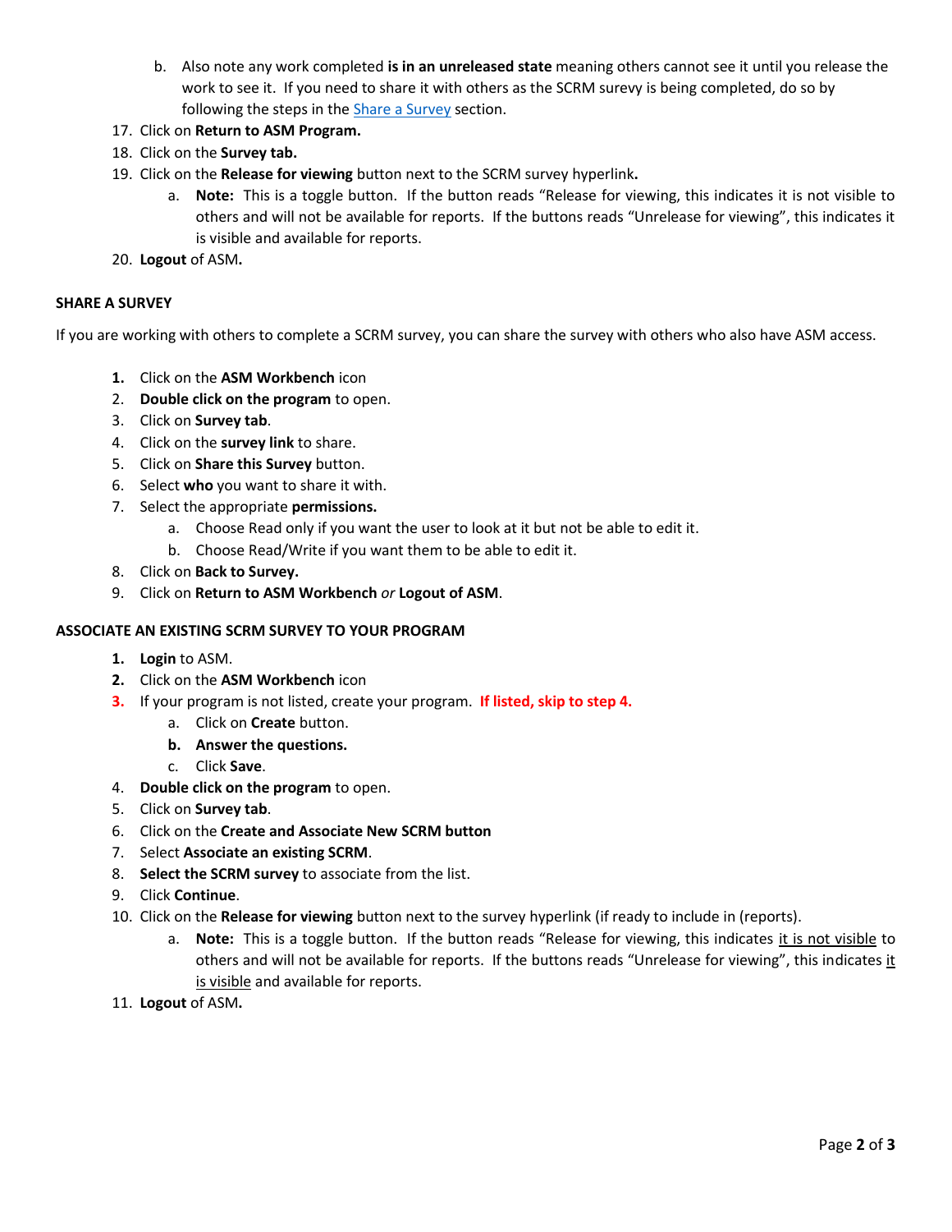b. Also note any work completed **is in an unreleased state** meaning others cannot see it until you release the work to see it. If you need to share it with others as the SCRM surevy is being completed, do so by following the steps in the Share a Survey section.

17. Click on **Return to ASM Program.**
18. Click on the **Survey tab.**
19. Click on the **Release for viewing** button next to the SCRM survey hyperlink**.**
    a. **Note:** This is a toggle button. If the button reads "Release for viewing, this indicates it is not visible to others and will not be available for reports. If the buttons reads "Unrelease for viewing", this indicates it is visible and available for reports.
20. **Logout** of ASM**.**

**SHARE A SURVEY**

If you are working with others to complete a SCRM survey, you can share the survey with others who also have ASM access.

1. Click on the **ASM Workbench** icon
2. **Double click on the program** to open.
3. Click on **Survey tab**.
4. Click on the **survey link** to share.
5. Click on **Share this Survey** button.
6. Select **who** you want to share it with.
7. Select the appropriate **permissions.**
   a. Choose Read only if you want the user to look at it but not be able to edit it.
   b. Choose Read/Write if you want them to be able to edit it.
8. Click on **Back to Survey.**
9. Click on **Return to ASM Workbench** *or* **Logout of ASM**.

**ASSOCIATE AN EXISTING SCRM SURVEY TO YOUR PROGRAM**

1. **Login** to ASM.
2. Click on the **ASM Workbench** icon
3. If your program is not listed, create your program. **If listed, skip to step 4.**
   a. Click on **Create** button.
   b. **Answer the questions.**
   c. Click **Save**.
4. **Double click on the program** to open.
5. Click on **Survey tab**.
6. Click on the **Create and Associate New SCRM button**
7. Select **Associate an existing SCRM**.
8. **Select the SCRM survey** to associate from the list.
9. Click **Continue**.
10. Click on the **Release for viewing** button next to the survey hyperlink (if ready to include in (reports).
    a. **Note:** This is a toggle button. If the button reads "Release for viewing, this indicates it is not visible to others and will not be available for reports. If the buttons reads "Unrelease for viewing", this indicates it is visible and available for reports.
11. **Logout** of ASM**.**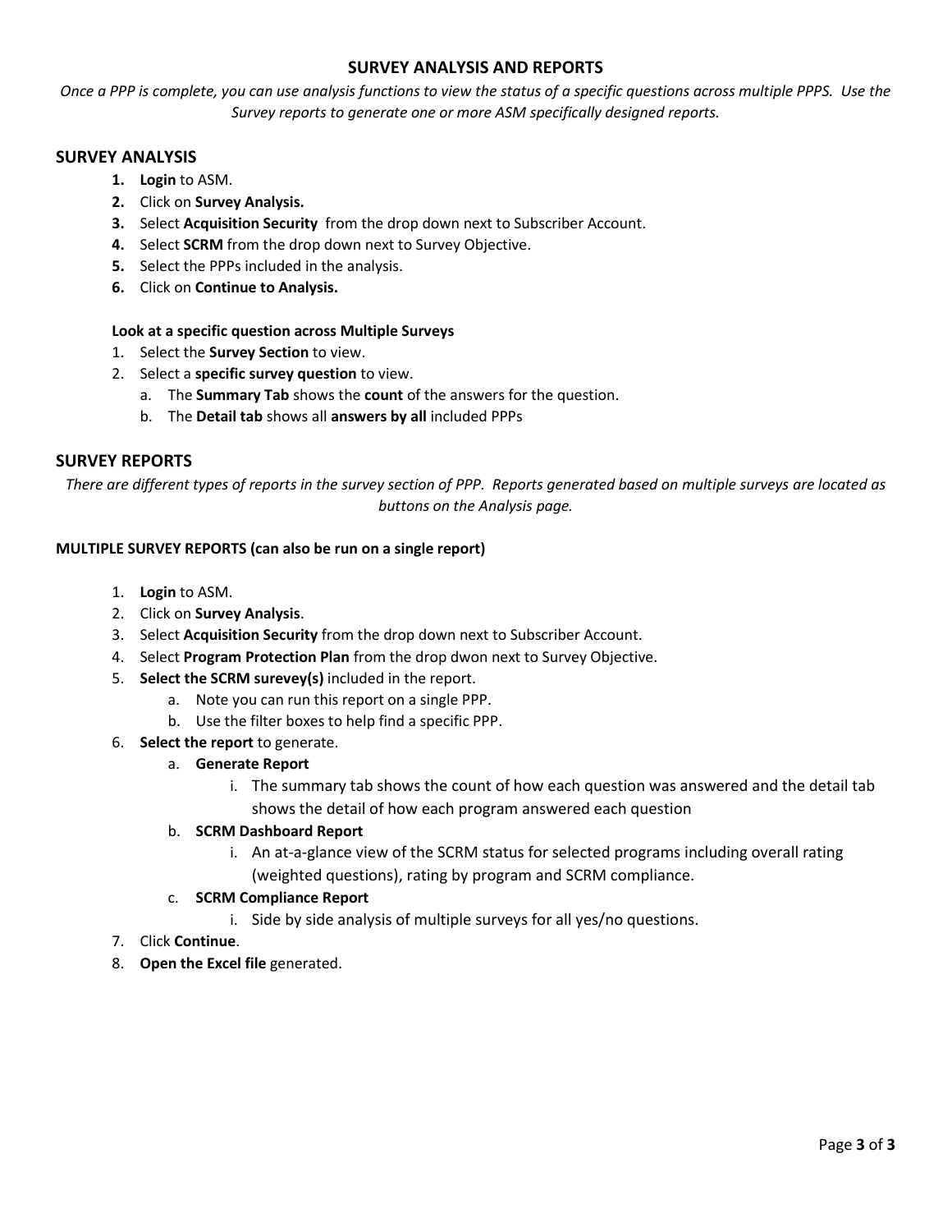# SURVEY ANALYSIS AND REPORTS

*Once a PPP is complete, you can use analysis functions to view the status of a specific questions across multiple PPPS. Use the Survey reports to generate one or more ASM specifically designed reports.*

## SURVEY ANALYSIS

1. **Login** to ASM.
2. Click on **Survey Analysis.**
3. Select **Acquisition Security** from the drop down next to Subscriber Account.
4. Select **SCRM** from the drop down next to Survey Objective.
5. Select the PPPs included in the analysis.
6. Click on **Continue to Analysis.**

**Look at a specific question across Multiple Surveys**

1. Select the **Survey Section** to view.
2. Select a **specific survey question** to view.
   a. The **Summary Tab** shows the **count** of the answers for the question.
   b. The **Detail tab** shows all **answers by all** included PPPs

## SURVEY REPORTS

*There are different types of reports in the survey section of PPP. Reports generated based on multiple surveys are located as buttons on the Analysis page.*

**MULTIPLE SURVEY REPORTS (can also be run on a single report)**

1. **Login** to ASM.
2. Click on **Survey Analysis**.
3. Select **Acquisition Security** from the drop down next to Subscriber Account.
4. Select **Program Protection Plan** from the drop dwon next to Survey Objective.
5. **Select the SCRM surevey(s)** included in the report.
   a. Note you can run this report on a single PPP.
   b. Use the filter boxes to help find a specific PPP.
6. **Select the report** to generate.
   a. **Generate Report**
      i. The summary tab shows the count of how each question was answered and the detail tab shows the detail of how each program answered each question
   b. **SCRM Dashboard Report**
      i. An at-a-glance view of the SCRM status for selected programs including overall rating (weighted questions), rating by program and SCRM compliance.
   c. **SCRM Compliance Report**
      i. Side by side analysis of multiple surveys for all yes/no questions.
7. Click **Continue**.
8. **Open the Excel file** generated.